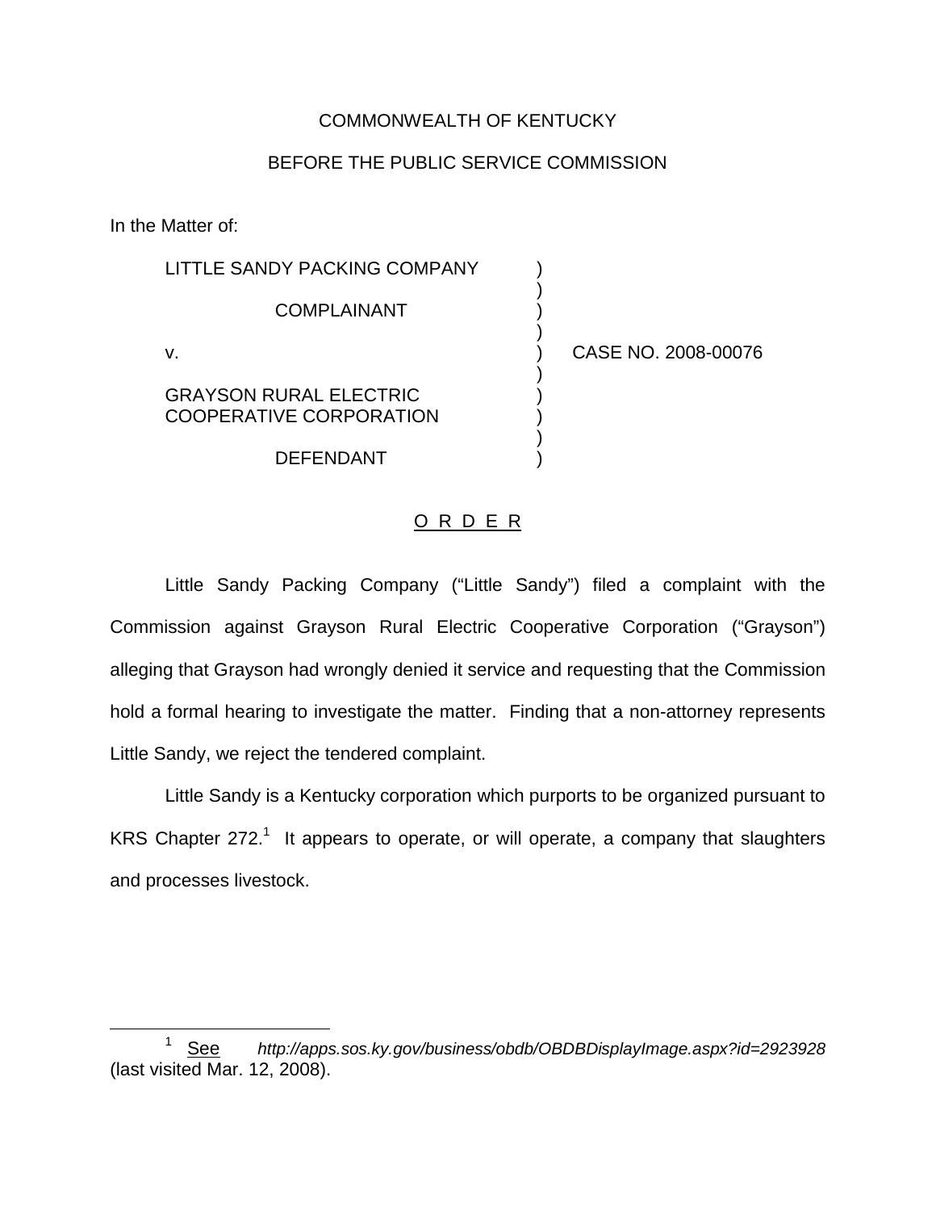COMMONWEALTH OF KENTUCKY

BEFORE THE PUBLIC SERVICE COMMISSION

In the Matter of:

| | | |
|---|---|---|
| LITTLE SANDY PACKING COMPANY | ) | |
| COMPLAINANT | ) | |
| v. | ) | CASE NO. 2008-00076 |
| GRAYSON RURAL ELECTRIC COOPERATIVE CORPORATION | ) | |
| DEFENDANT | ) | |

<u>O R D E R</u>

Little Sandy Packing Company ("Little Sandy") filed a complaint with the Commission against Grayson Rural Electric Cooperative Corporation ("Grayson") alleging that Grayson had wrongly denied it service and requesting that the Commission hold a formal hearing to investigate the matter. Finding that a non-attorney represents Little Sandy, we reject the tendered complaint.

Little Sandy is a Kentucky corporation which purports to be organized pursuant to KRS Chapter 272.[1] It appears to operate, or will operate, a company that slaughters and processes livestock.

---

[1] <u>See</u> *http://apps.sos.ky.gov/business/obdb/OBDBDisplayImage.aspx?id=2923928* (last visited Mar. 12, 2008).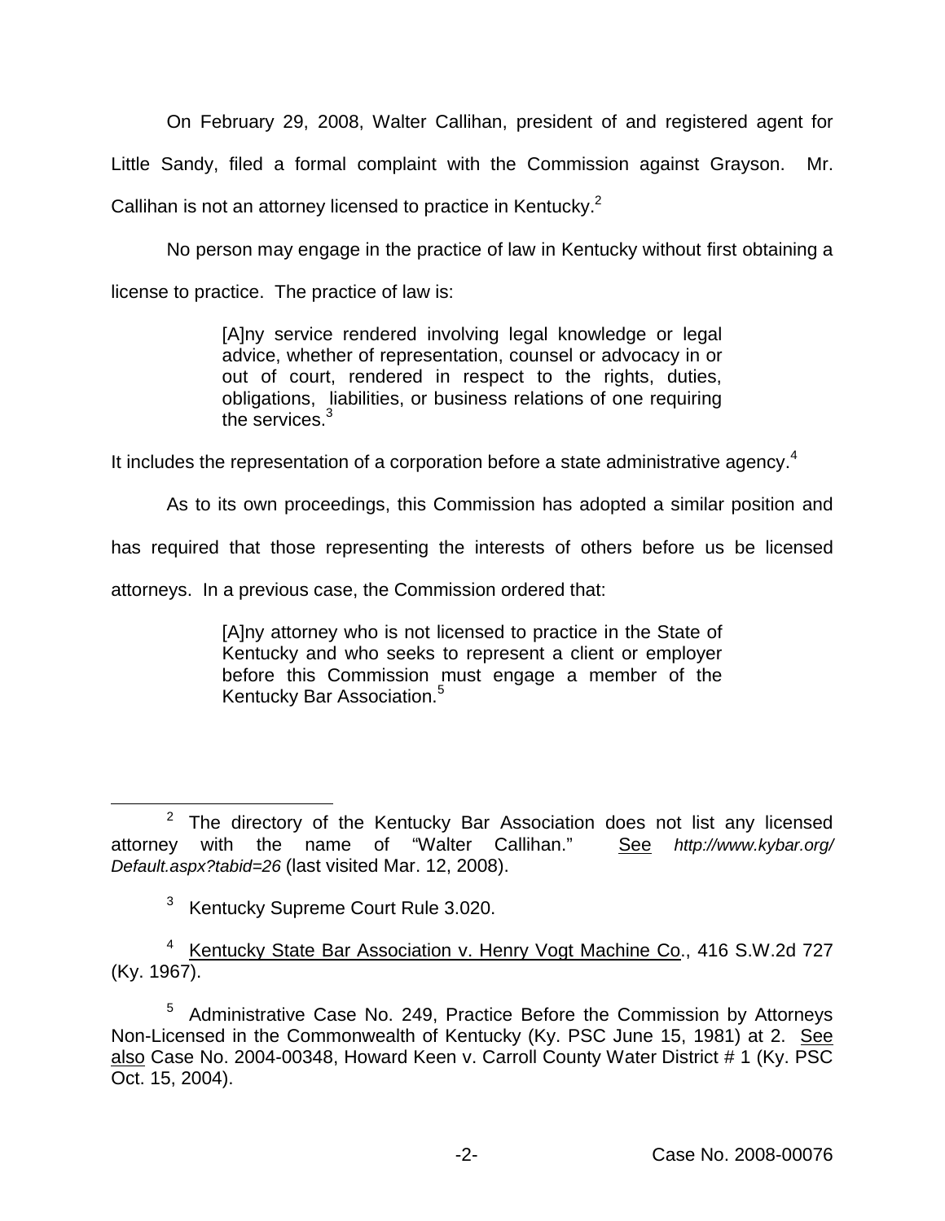On February 29, 2008, Walter Callihan, president of and registered agent for Little Sandy, filed a formal complaint with the Commission against Grayson. Mr. Callihan is not an attorney licensed to practice in Kentucky.[2]

No person may engage in the practice of law in Kentucky without first obtaining a license to practice. The practice of law is:

> [A]ny service rendered involving legal knowledge or legal advice, whether of representation, counsel or advocacy in or out of court, rendered in respect to the rights, duties, obligations, liabilities, or business relations of one requiring the services.[3]

It includes the representation of a corporation before a state administrative agency.[4]

As to its own proceedings, this Commission has adopted a similar position and has required that those representing the interests of others before us be licensed attorneys. In a previous case, the Commission ordered that:

> [A]ny attorney who is not licensed to practice in the State of Kentucky and who seeks to represent a client or employer before this Commission must engage a member of the Kentucky Bar Association.[5]

---

[2] The directory of the Kentucky Bar Association does not list any licensed attorney with the name of "Walter Callihan." <u>See</u> *http://www.kybar.org/Default.aspx?tabid=26* (last visited Mar. 12, 2008).

[3] Kentucky Supreme Court Rule 3.020.

[4] <u>Kentucky State Bar Association v. Henry Vogt Machine Co</u>., 416 S.W.2d 727 (Ky. 1967).

[5] Administrative Case No. 249, Practice Before the Commission by Attorneys Non-Licensed in the Commonwealth of Kentucky (Ky. PSC June 15, 1981) at 2. <u>See also</u> Case No. 2004-00348, Howard Keen v. Carroll County Water District # 1 (Ky. PSC Oct. 15, 2004).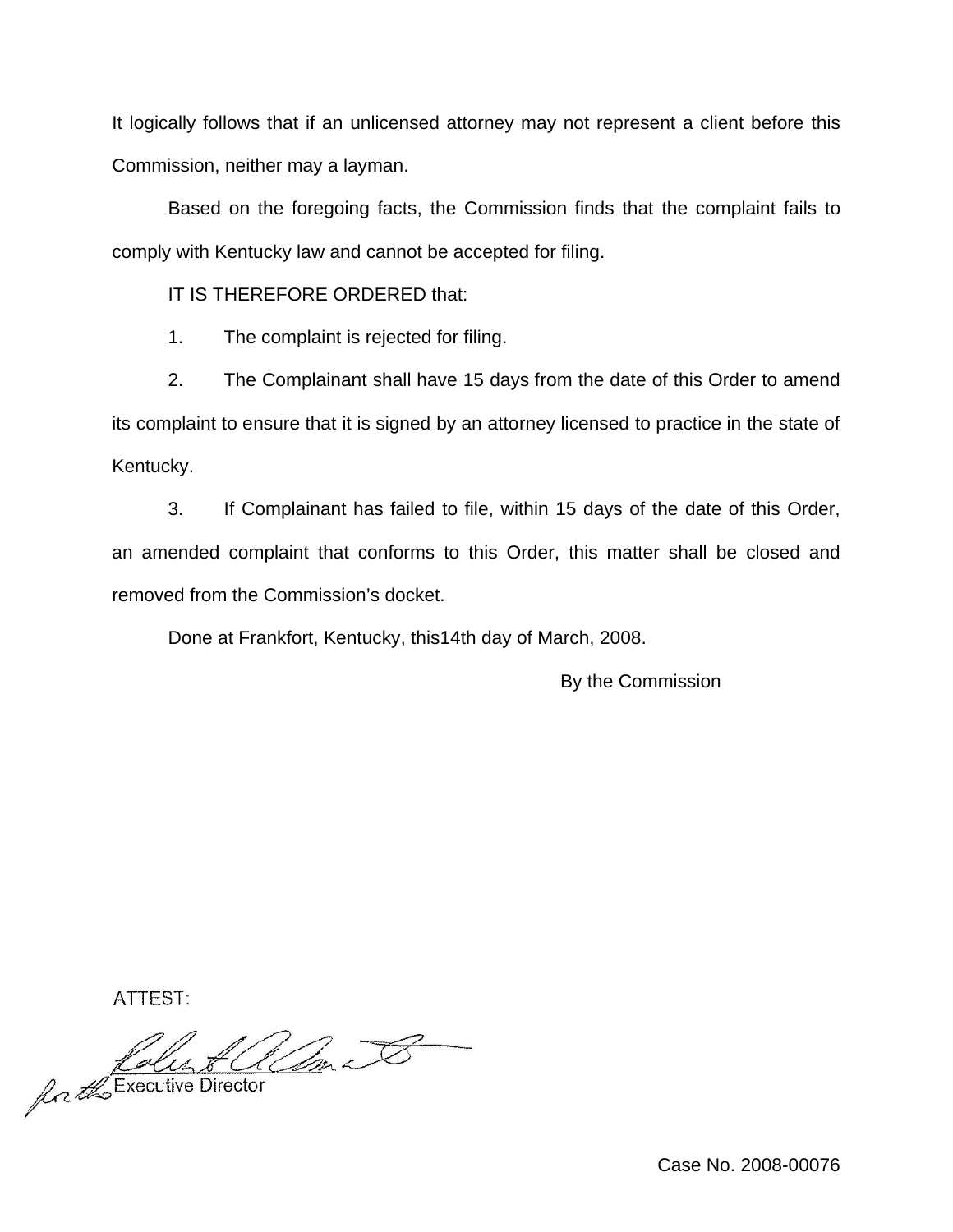It logically follows that if an unlicensed attorney may not represent a client before this Commission, neither may a layman.

Based on the foregoing facts, the Commission finds that the complaint fails to comply with Kentucky law and cannot be accepted for filing.

IT IS THEREFORE ORDERED that:

1. The complaint is rejected for filing.

2. The Complainant shall have 15 days from the date of this Order to amend its complaint to ensure that it is signed by an attorney licensed to practice in the state of Kentucky.

3. If Complainant has failed to file, within 15 days of the date of this Order, an amended complaint that conforms to this Order, this matter shall be closed and removed from the Commission's docket.

Done at Frankfort, Kentucky, this14th day of March, 2008.

By the Commission

ATTEST:

for the Executive Director

Case No. 2008-00076